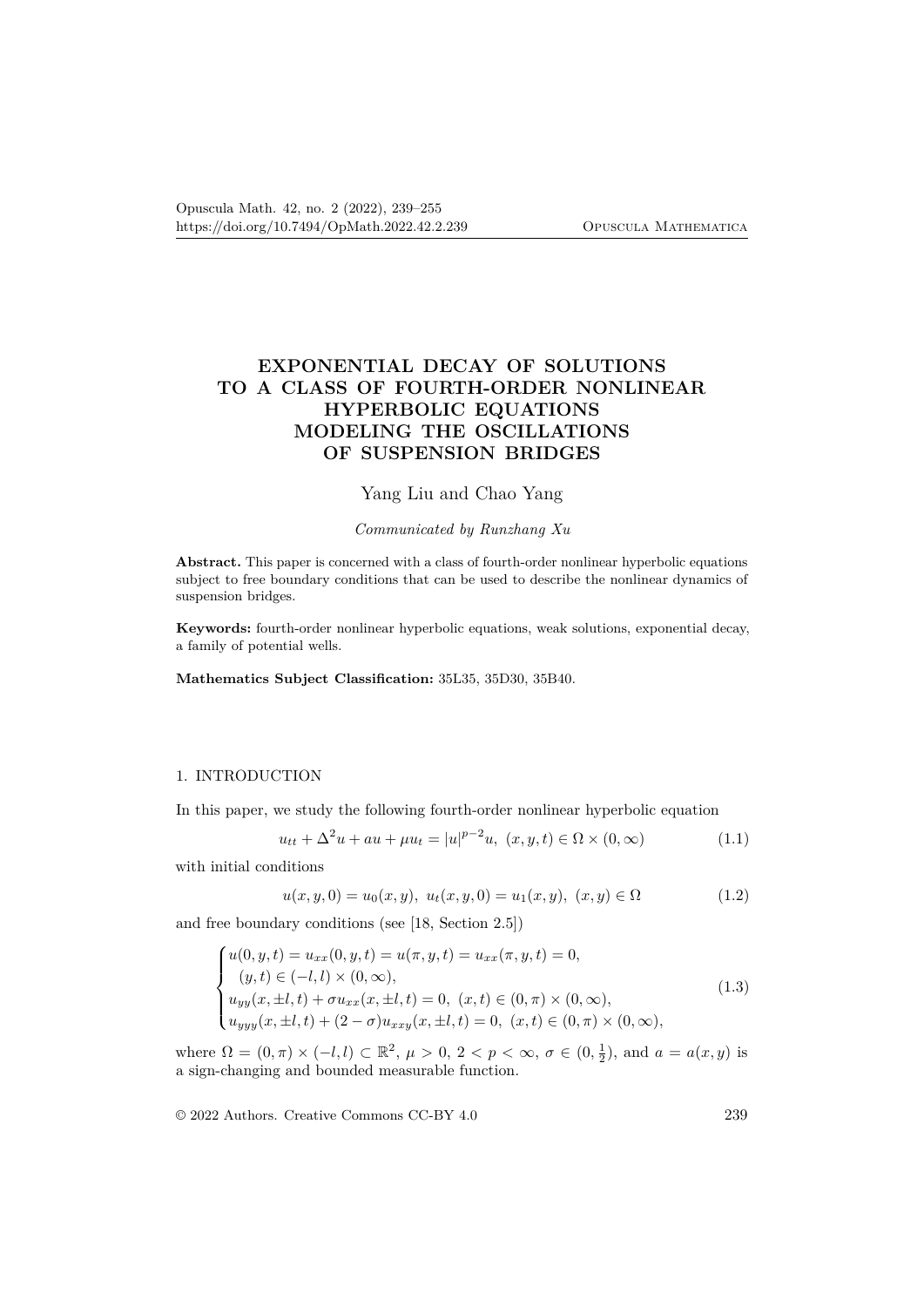# EXPONENTIAL DECAY OF SOLUTIONS TO A CLASS OF FOURTH-ORDER NONLINEAR HYPERBOLIC EQUATIONS MODELING THE OSCILLATIONS OF SUSPENSION BRIDGES

Yang Liu and Chao Yang

*Communicated by Runzhang Xu*

**Abstract.** This paper is concerned with a class of fourth-order nonlinear hyperbolic equations subject to free boundary conditions that can be used to describe the nonlinear dynamics of suspension bridges.

**Keywords:** fourth-order nonlinear hyperbolic equations, weak solutions, exponential decay, a family of potential wells.

**Mathematics Subject Classification:** 35L35, 35D30, 35B40.

## 1. INTRODUCTION

In this paper, we study the following fourth-order nonlinear hyperbolic equation

$$u_{tt} + \Delta^2 u + au + \mu u_t = |u|^{p-2}u, \ (x, y, t) \in \Omega \times (0, \infty) \tag{1.1}$$

with initial conditions

$$u(x, y, 0) = u_0(x, y), \ u_t(x, y, 0) = u_1(x, y), \ (x, y) \in \Omega \tag{1.2}$$

and free boundary conditions (see [18, Section 2.5])

$$\begin{cases} u(0, y, t) = u_{xx}(0, y, t) = u(\pi, y, t) = u_{xx}(\pi, y, t) = 0, \\ \quad (y, t) \in (-l, l) \times (0, \infty), \\ u_{yy}(x, \pm l, t) + \sigma u_{xx}(x, \pm l, t) = 0, \ (x, t) \in (0, \pi) \times (0, \infty), \\ u_{yyy}(x, \pm l, t) + (2 - \sigma) u_{xxy}(x, \pm l, t) = 0, \ (x, t) \in (0, \pi) \times (0, \infty), \end{cases} \tag{1.3}$$

where $\Omega = (0, \pi) \times (-l, l) \subset \mathbb{R}^2$, $\mu > 0$, $2 < p < \infty$, $\sigma \in (0, \frac{1}{2})$, and $a = a(x, y)$ is a sign-changing and bounded measurable function.

© 2022 Authors. Creative Commons CC-BY 4.0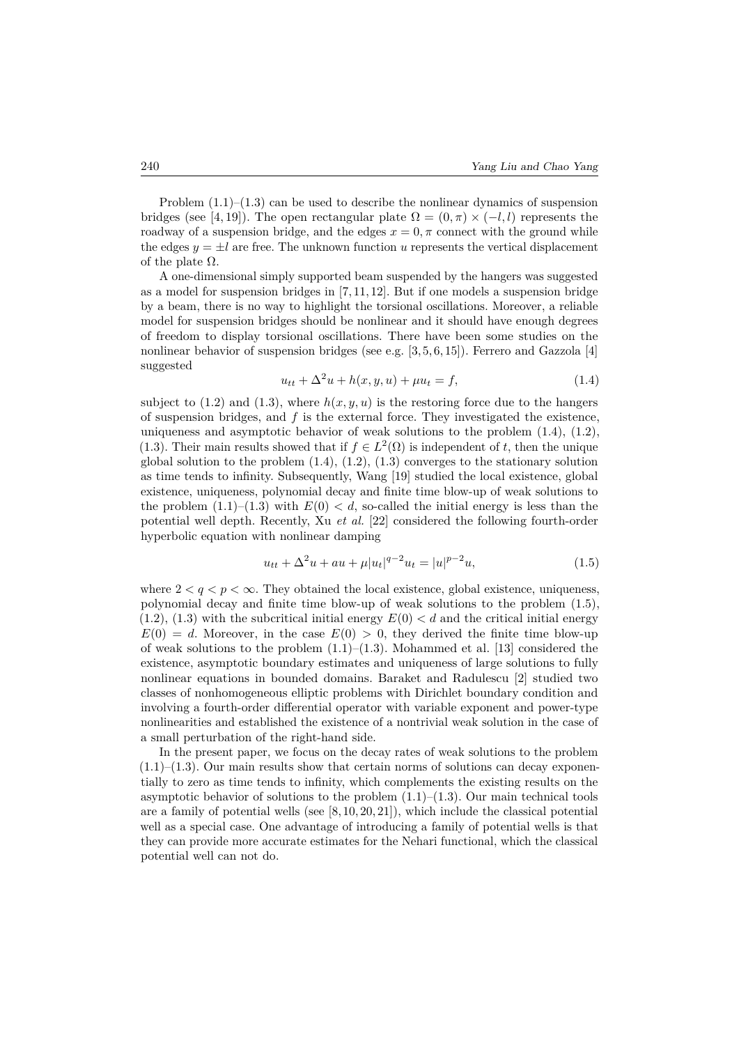Problem (1.1)–(1.3) can be used to describe the nonlinear dynamics of suspension bridges (see [4, 19]). The open rectangular plate $\Omega = (0, \pi) \times (-l, l)$ represents the roadway of a suspension bridge, and the edges $x = 0, \pi$ connect with the ground while the edges $y = \pm l$ are free. The unknown function $u$ represents the vertical displacement of the plate $\Omega$.

A one-dimensional simply supported beam suspended by the hangers was suggested as a model for suspension bridges in [7, 11, 12]. But if one models a suspension bridge by a beam, there is no way to highlight the torsional oscillations. Moreover, a reliable model for suspension bridges should be nonlinear and it should have enough degrees of freedom to display torsional oscillations. There have been some studies on the nonlinear behavior of suspension bridges (see e.g. [3, 5, 6, 15]). Ferrero and Gazzola [4] suggested

$$u_{tt} + \Delta^2 u + h(x, y, u) + \mu u_t = f, \tag{1.4}$$

subject to (1.2) and (1.3), where $h(x, y, u)$ is the restoring force due to the hangers of suspension bridges, and $f$ is the external force. They investigated the existence, uniqueness and asymptotic behavior of weak solutions to the problem (1.4), (1.2), (1.3). Their main results showed that if $f \in L^2(\Omega)$ is independent of $t$, then the unique global solution to the problem (1.4), (1.2), (1.3) converges to the stationary solution as time tends to infinity. Subsequently, Wang [19] studied the local existence, global existence, uniqueness, polynomial decay and finite time blow-up of weak solutions to the problem (1.1)–(1.3) with $E(0) < d$, so-called the initial energy is less than the potential well depth. Recently, Xu *et al.* [22] considered the following fourth-order hyperbolic equation with nonlinear damping

$$u_{tt} + \Delta^2 u + au + \mu |u_t|^{q-2} u_t = |u|^{p-2} u, \tag{1.5}$$

where $2 < q < p < \infty$. They obtained the local existence, global existence, uniqueness, polynomial decay and finite time blow-up of weak solutions to the problem (1.5), (1.2), (1.3) with the subcritical initial energy $E(0) < d$ and the critical initial energy $E(0) = d$. Moreover, in the case $E(0) > 0$, they derived the finite time blow-up of weak solutions to the problem (1.1)–(1.3). Mohammed et al. [13] considered the existence, asymptotic boundary estimates and uniqueness of large solutions to fully nonlinear equations in bounded domains. Baraket and Radulescu [2] studied two classes of nonhomogeneous elliptic problems with Dirichlet boundary condition and involving a fourth-order differential operator with variable exponent and power-type nonlinearities and established the existence of a nontrivial weak solution in the case of a small perturbation of the right-hand side.

In the present paper, we focus on the decay rates of weak solutions to the problem (1.1)–(1.3). Our main results show that certain norms of solutions can decay exponentially to zero as time tends to infinity, which complements the existing results on the asymptotic behavior of solutions to the problem (1.1)–(1.3). Our main technical tools are a family of potential wells (see [8, 10, 20, 21]), which include the classical potential well as a special case. One advantage of introducing a family of potential wells is that they can provide more accurate estimates for the Nehari functional, which the classical potential well can not do.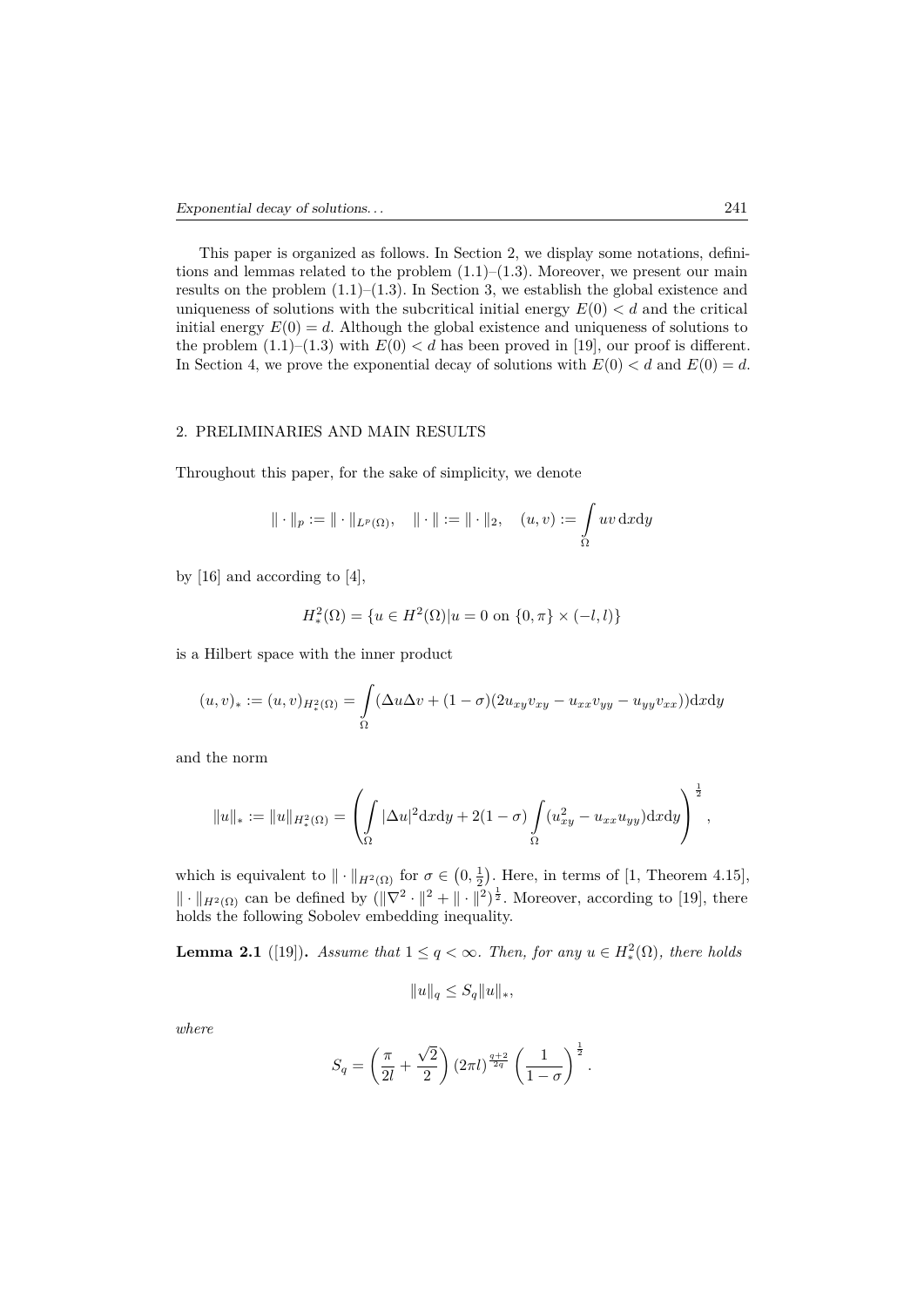This paper is organized as follows. In Section 2, we display some notations, definitions and lemmas related to the problem (1.1)–(1.3). Moreover, we present our main results on the problem (1.1)–(1.3). In Section 3, we establish the global existence and uniqueness of solutions with the subcritical initial energy $E(0) < d$ and the critical initial energy $E(0) = d$. Although the global existence and uniqueness of solutions to the problem (1.1)–(1.3) with $E(0) < d$ has been proved in [19], our proof is different. In Section 4, we prove the exponential decay of solutions with $E(0) < d$ and $E(0) = d$.

## 2. PRELIMINARIES AND MAIN RESULTS

Throughout this paper, for the sake of simplicity, we denote

$$\|\cdot\|_p := \|\cdot\|_{L^p(\Omega)}, \quad \|\cdot\| := \|\cdot\|_2, \quad (u,v) := \int\limits_{\Omega} uv \,\mathrm{d}x\mathrm{d}y$$

by [16] and according to [4],

$$H_*^2(\Omega) = \{u \in H^2(\Omega) | u = 0 \text{ on } \{0,\pi\} \times (-l,l)\}$$

is a Hilbert space with the inner product

$$(u,v)_* := (u,v)_{H_*^2(\Omega)} = \int\limits_{\Omega} (\Delta u \Delta v + (1-\sigma)(2u_{xy}v_{xy} - u_{xx}v_{yy} - u_{yy}v_{xx}))\mathrm{d}x\mathrm{d}y$$

and the norm

$$\|u\|_* := \|u\|_{H_*^2(\Omega)} = \left( \int\limits_{\Omega} |\Delta u|^2 \mathrm{d}x\mathrm{d}y + 2(1-\sigma) \int\limits_{\Omega} (u_{xy}^2 - u_{xx}u_{yy})\mathrm{d}x\mathrm{d}y \right)^{\frac{1}{2}},$$

which is equivalent to $\|\cdot\|_{H^2(\Omega)}$ for $\sigma \in \left(0, \frac{1}{2}\right)$. Here, in terms of [1, Theorem 4.15], $\|\cdot\|_{H^2(\Omega)}$ can be defined by $(\|\nabla^2 \cdot\|^2 + \|\cdot\|^2)^{\frac{1}{2}}$. Moreover, according to [19], there holds the following Sobolev embedding inequality.

**Lemma 2.1** ([19])**.** *Assume that $1 \le q < \infty$. Then, for any $u \in H_*^2(\Omega)$, there holds*

$$\|u\|_q \le S_q \|u\|_*,$$

*where*

$$S_q = \left( \frac{\pi}{2l} + \frac{\sqrt{2}}{2} \right) (2\pi l)^{\frac{q+2}{2q}} \left( \frac{1}{1-\sigma} \right)^{\frac{1}{2}}.$$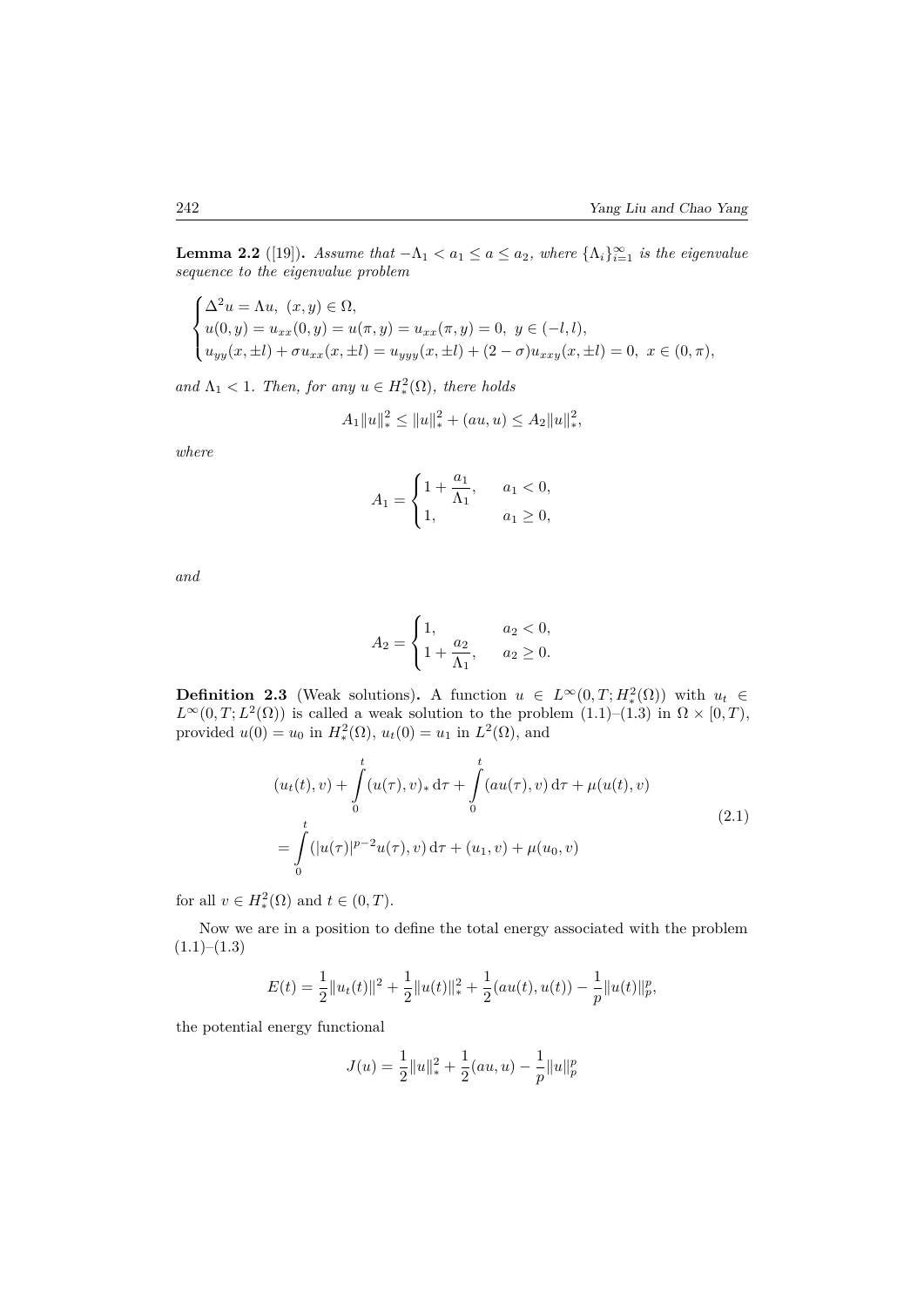**Lemma 2.2** ([19]). *Assume that $-\Lambda_1 < a_1 \leq a \leq a_2$, where $\{\Lambda_i\}_{i=1}^{\infty}$ is the eigenvalue sequence to the eigenvalue problem*

$$\begin{cases} \Delta^2 u = \Lambda u, \ (x,y) \in \Omega, \\ u(0,y) = u_{xx}(0,y) = u(\pi,y) = u_{xx}(\pi,y) = 0, \ y \in (-l,l), \\ u_{yy}(x,\pm l) + \sigma u_{xx}(x,\pm l) = u_{yyy}(x,\pm l) + (2-\sigma) u_{xxy}(x,\pm l) = 0, \ x \in (0,\pi), \end{cases}$$

*and $\Lambda_1 < 1$. Then, for any $u \in H_*^2(\Omega)$, there holds*

$$A_1 \|u\|_*^2 \leq \|u\|_*^2 + (au,u) \leq A_2 \|u\|_*^2,$$

*where*

$$A_1 = \begin{cases} 1 + \dfrac{a_1}{\Lambda_1}, & a_1 < 0, \\ 1, & a_1 \geq 0, \end{cases}$$

*and*

$$A_2 = \begin{cases} 1, & a_2 < 0, \\ 1 + \dfrac{a_2}{\Lambda_1}, & a_2 \geq 0. \end{cases}$$

**Definition 2.3** (Weak solutions)**.** A function $u \in L^\infty(0,T; H_*^2(\Omega))$ with $u_t \in L^\infty(0,T; L^2(\Omega))$ is called a weak solution to the problem (1.1)–(1.3) in $\Omega \times [0,T)$, provided $u(0) = u_0$ in $H_*^2(\Omega)$, $u_t(0) = u_1$ in $L^2(\Omega)$, and

$$\begin{aligned} &(u_t(t),v) + \int_0^t (u(\tau),v)_* \, \mathrm{d}\tau + \int_0^t (au(\tau),v) \, \mathrm{d}\tau + \mu(u(t),v) \\ &= \int_0^t (|u(\tau)|^{p-2} u(\tau), v) \, \mathrm{d}\tau + (u_1,v) + \mu(u_0,v) \end{aligned} \tag{2.1}$$

for all $v \in H_*^2(\Omega)$ and $t \in (0,T)$.

Now we are in a position to define the total energy associated with the problem (1.1)–(1.3)

$$E(t) = \frac{1}{2}\|u_t(t)\|^2 + \frac{1}{2}\|u(t)\|_*^2 + \frac{1}{2}(au(t),u(t)) - \frac{1}{p}\|u(t)\|_p^p,$$

the potential energy functional

$$J(u) = \frac{1}{2}\|u\|_*^2 + \frac{1}{2}(au,u) - \frac{1}{p}\|u\|_p^p$$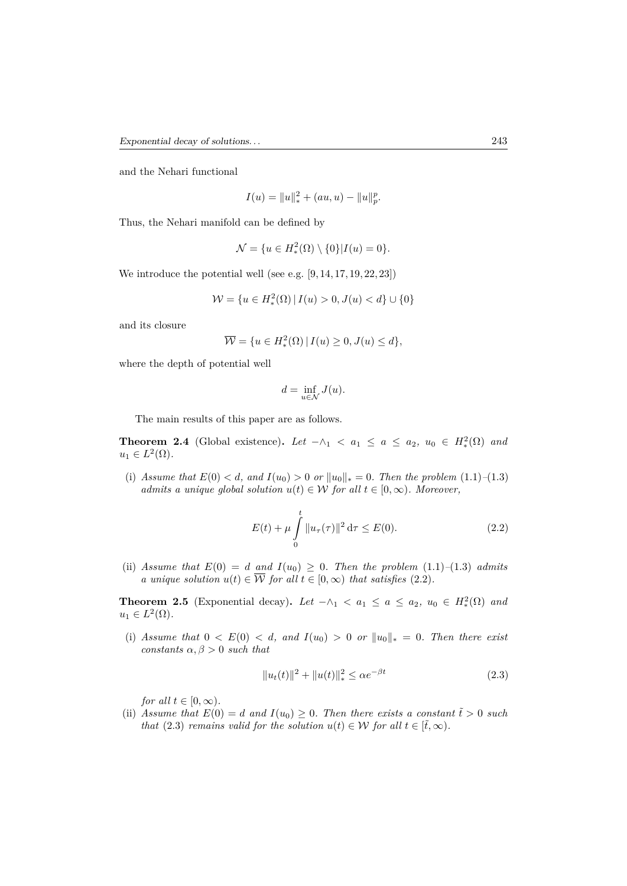and the Nehari functional

$$I(u) = \|u\|_*^2 + (au, u) - \|u\|_p^p.$$

Thus, the Nehari manifold can be defined by

$$\mathcal{N} = \{u \in H_*^2(\Omega) \setminus \{0\} | I(u) = 0\}.$$

We introduce the potential well (see e.g. [9, 14, 17, 19, 22, 23])

$$\mathcal{W} = \{u \in H_*^2(\Omega) \,|\, I(u) > 0, J(u) < d\} \cup \{0\}$$

and its closure

$$\overline{\mathcal{W}} = \{u \in H_*^2(\Omega) \,|\, I(u) \geq 0, J(u) \leq d\},$$

where the depth of potential well

$$d = \inf_{u \in \mathcal{N}} J(u).$$

The main results of this paper are as follows.

**Theorem 2.4** (Global existence)**.** *Let $-\wedge_1 < a_1 \leq a \leq a_2$, $u_0 \in H_*^2(\Omega)$ and $u_1 \in L^2(\Omega)$.*

(i) *Assume that $E(0) < d$, and $I(u_0) > 0$ or $\|u_0\|_* = 0$. Then the problem (1.1)–(1.3) admits a unique global solution $u(t) \in \mathcal{W}$ for all $t \in [0, \infty)$. Moreover,*

$$E(t) + \mu \int_0^t \|u_\tau(\tau)\|^2 \,\mathrm{d}\tau \leq E(0). \tag{2.2}$$

(ii) *Assume that $E(0) = d$ and $I(u_0) \geq 0$. Then the problem (1.1)–(1.3) admits a unique solution $u(t) \in \overline{\mathcal{W}}$ for all $t \in [0, \infty)$ that satisfies (2.2).*

**Theorem 2.5** (Exponential decay)**.** *Let $-\wedge_1 < a_1 \leq a \leq a_2$, $u_0 \in H_*^2(\Omega)$ and $u_1 \in L^2(\Omega)$.*

(i) *Assume that $0 < E(0) < d$, and $I(u_0) > 0$ or $\|u_0\|_* = 0$. Then there exist constants $\alpha, \beta > 0$ such that*

$$\|u_t(t)\|^2 + \|u(t)\|_*^2 \leq \alpha e^{-\beta t} \tag{2.3}$$

*for all $t \in [0, \infty)$.*

(ii) *Assume that $E(0) = d$ and $I(u_0) \geq 0$. Then there exists a constant $\tilde{t} > 0$ such that (2.3) remains valid for the solution $u(t) \in \mathcal{W}$ for all $t \in [\tilde{t}, \infty)$.*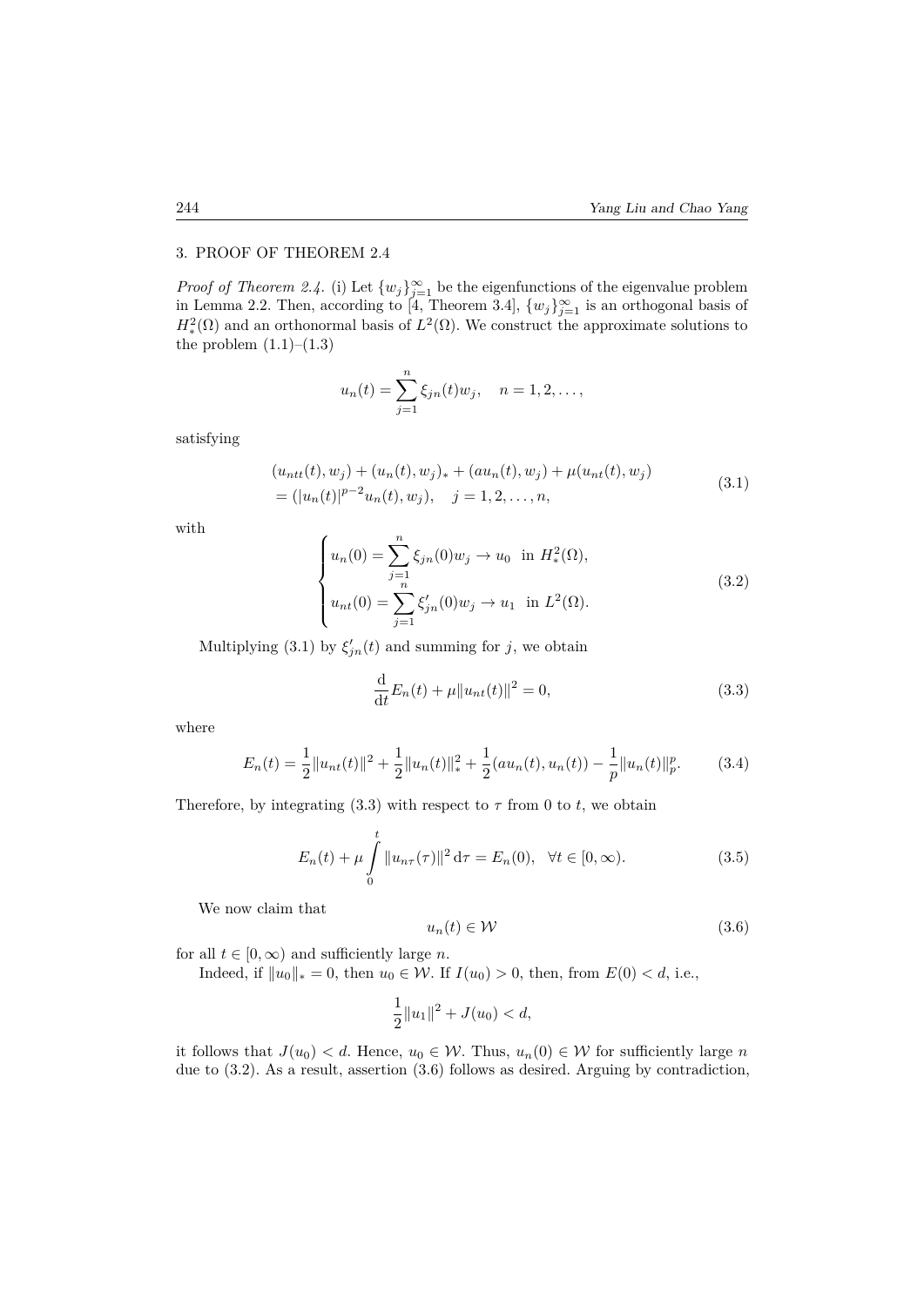## 3. PROOF OF THEOREM 2.4

*Proof of Theorem 2.4.* (i) Let $\{w_j\}_{j=1}^{\infty}$ be the eigenfunctions of the eigenvalue problem in Lemma 2.2. Then, according to [4, Theorem 3.4], $\{w_j\}_{j=1}^{\infty}$ is an orthogonal basis of $H_*^2(\Omega)$ and an orthonormal basis of $L^2(\Omega)$. We construct the approximate solutions to the problem (1.1)–(1.3)

$$u_n(t) = \sum_{j=1}^{n} \xi_{jn}(t) w_j, \quad n = 1, 2, \ldots,$$

satisfying

$$\begin{aligned} &(u_{ntt}(t), w_j) + (u_n(t), w_j)_* + (au_n(t), w_j) + \mu(u_{nt}(t), w_j) \\ &= (|u_n(t)|^{p-2} u_n(t), w_j), \quad j = 1, 2, \ldots, n, \end{aligned} \tag{3.1}$$

with

$$\begin{cases} u_n(0) = \displaystyle\sum_{j=1}^{n} \xi_{jn}(0) w_j \to u_0 \ \text{ in } H_*^2(\Omega), \\ u_{nt}(0) = \displaystyle\sum_{j=1}^{n} \xi'_{jn}(0) w_j \to u_1 \ \text{ in } L^2(\Omega). \end{cases} \tag{3.2}$$

Multiplying (3.1) by $\xi'_{jn}(t)$ and summing for $j$, we obtain

$$\frac{\mathrm{d}}{\mathrm{d}t} E_n(t) + \mu \|u_{nt}(t)\|^2 = 0, \tag{3.3}$$

where

$$E_n(t) = \frac{1}{2}\|u_{nt}(t)\|^2 + \frac{1}{2}\|u_n(t)\|_*^2 + \frac{1}{2}(au_n(t), u_n(t)) - \frac{1}{p}\|u_n(t)\|_p^p. \tag{3.4}$$

Therefore, by integrating (3.3) with respect to $\tau$ from 0 to $t$, we obtain

$$E_n(t) + \mu \int_0^t \|u_{n\tau}(\tau)\|^2 \,\mathrm{d}\tau = E_n(0), \quad \forall t \in [0, \infty). \tag{3.5}$$

We now claim that

$$u_n(t) \in \mathcal{W} \tag{3.6}$$

for all $t \in [0, \infty)$ and sufficiently large $n$.

Indeed, if $\|u_0\|_* = 0$, then $u_0 \in \mathcal{W}$. If $I(u_0) > 0$, then, from $E(0) < d$, i.e.,

$$\frac{1}{2}\|u_1\|^2 + J(u_0) < d,$$

it follows that $J(u_0) < d$. Hence, $u_0 \in \mathcal{W}$. Thus, $u_n(0) \in \mathcal{W}$ for sufficiently large $n$ due to (3.2). As a result, assertion (3.6) follows as desired. Arguing by contradiction,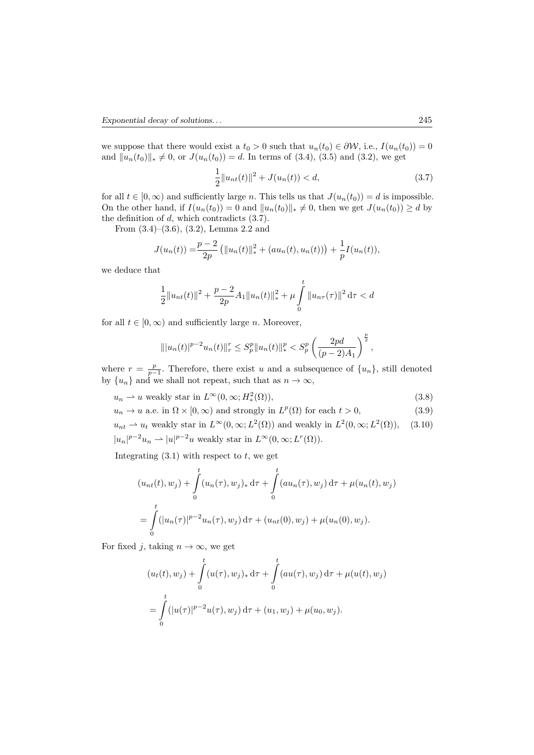we suppose that there would exist a $t_0 > 0$ such that $u_n(t_0) \in \partial\mathcal{W}$, i.e., $I(u_n(t_0)) = 0$ and $\|u_n(t_0)\|_* \neq 0$, or $J(u_n(t_0)) = d$. In terms of (3.4), (3.5) and (3.2), we get

$$\frac{1}{2}\|u_{nt}(t)\|^2 + J(u_n(t)) < d, \tag{3.7}$$

for all $t \in [0, \infty)$ and sufficiently large $n$. This tells us that $J(u_n(t_0)) = d$ is impossible. On the other hand, if $I(u_n(t_0)) = 0$ and $\|u_n(t_0)\|_* \neq 0$, then we get $J(u_n(t_0)) \geq d$ by the definition of $d$, which contradicts (3.7).

From (3.4)–(3.6), (3.2), Lemma 2.2 and

$$J(u_n(t)) = \frac{p-2}{2p}\left(\|u_n(t)\|_*^2 + (au_n(t), u_n(t))\right) + \frac{1}{p}I(u_n(t)),$$

we deduce that

$$\frac{1}{2}\|u_{nt}(t)\|^2 + \frac{p-2}{2p}A_1\|u_n(t)\|_*^2 + \mu\int_0^t \|u_{n\tau}(\tau)\|^2 \,\mathrm{d}\tau < d$$

for all $t \in [0, \infty)$ and sufficiently large $n$. Moreover,

$$\||u_n(t)|^{p-2}u_n(t)\|_r^r \leq S_p^p\|u_n(t)\|_*^p < S_p^p\left(\frac{2pd}{(p-2)A_1}\right)^{\frac{p}{2}},$$

where $r = \frac{p}{p-1}$. Therefore, there exist $u$ and a subsequence of $\{u_n\}$, still denoted by $\{u_n\}$ and we shall not repeat, such that as $n \to \infty$,

$$u_n \rightharpoonup u \text{ weakly star in } L^\infty(0, \infty; H_*^2(\Omega)), \tag{3.8}$$

$$u_n \to u \text{ a.e. in } \Omega \times [0, \infty) \text{ and strongly in } L^p(\Omega) \text{ for each } t > 0, \tag{3.9}$$

$$u_{nt} \rightharpoonup u_t \text{ weakly star in } L^\infty(0, \infty; L^2(\Omega)) \text{ and weakly in } L^2(0, \infty; L^2(\Omega)), \tag{3.10}$$

$$|u_n|^{p-2}u_n \rightharpoonup |u|^{p-2}u \text{ weakly star in } L^\infty(0, \infty; L^r(\Omega)).$$

Integrating (3.1) with respect to $t$, we get

$$\begin{aligned}(u_{nt}(t), w_j) &+ \int_0^t (u_n(\tau), w_j)_* \,\mathrm{d}\tau + \int_0^t (au_n(\tau), w_j) \,\mathrm{d}\tau + \mu(u_n(t), w_j) \\ &= \int_0^t (|u_n(\tau)|^{p-2}u_n(\tau), w_j) \,\mathrm{d}\tau + (u_{nt}(0), w_j) + \mu(u_n(0), w_j).\end{aligned}$$

For fixed $j$, taking $n \to \infty$, we get

$$\begin{aligned}(u_t(t), w_j) &+ \int_0^t (u(\tau), w_j)_* \,\mathrm{d}\tau + \int_0^t (au(\tau), w_j) \,\mathrm{d}\tau + \mu(u(t), w_j) \\ &= \int_0^t (|u(\tau)|^{p-2}u(\tau), w_j) \,\mathrm{d}\tau + (u_1, w_j) + \mu(u_0, w_j).\end{aligned}$$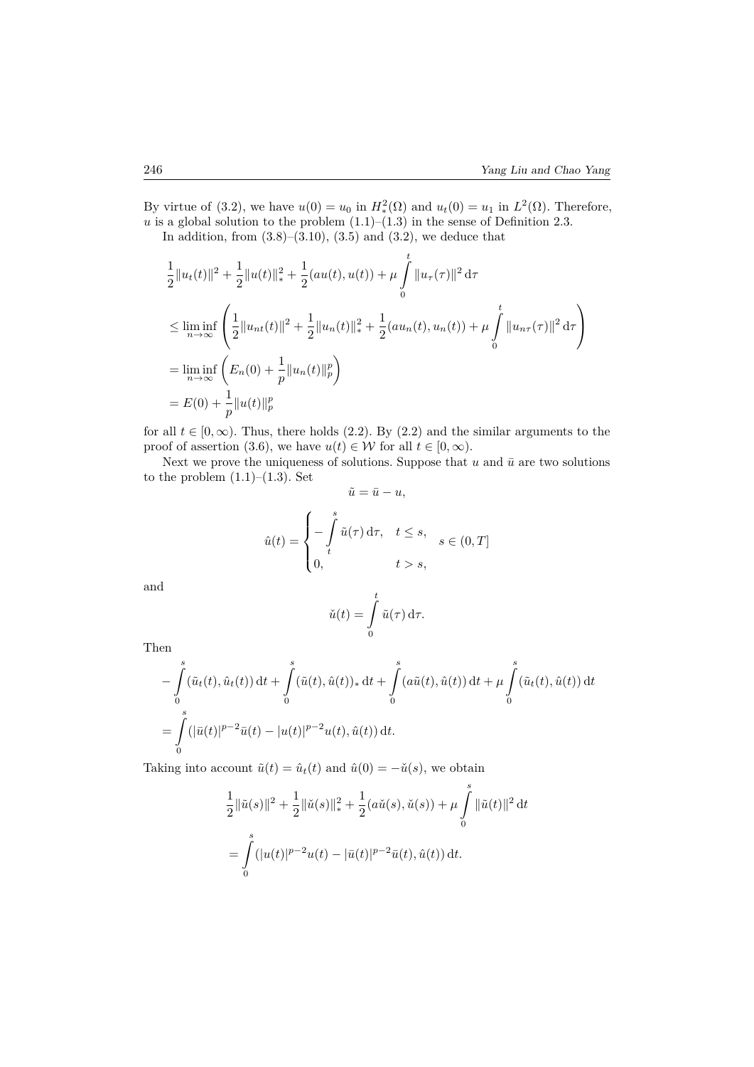By virtue of (3.2), we have $u(0) = u_0$ in $H^2_*(\Omega)$ and $u_t(0) = u_1$ in $L^2(\Omega)$. Therefore, $u$ is a global solution to the problem (1.1)–(1.3) in the sense of Definition 2.3.

In addition, from (3.8)–(3.10), (3.5) and (3.2), we deduce that

$$
\begin{aligned}
&\frac{1}{2}\|u_t(t)\|^2 + \frac{1}{2}\|u(t)\|_*^2 + \frac{1}{2}(au(t), u(t)) + \mu \int_0^t \|u_\tau(\tau)\|^2 \, \mathrm{d}\tau \\
&\le \liminf_{n\to\infty} \left( \frac{1}{2}\|u_{nt}(t)\|^2 + \frac{1}{2}\|u_n(t)\|_*^2 + \frac{1}{2}(au_n(t), u_n(t)) + \mu \int_0^t \|u_{n\tau}(\tau)\|^2 \, \mathrm{d}\tau \right) \\
&= \liminf_{n\to\infty} \left( E_n(0) + \frac{1}{p}\|u_n(t)\|_p^p \right) \\
&= E(0) + \frac{1}{p}\|u(t)\|_p^p
\end{aligned}
$$

for all $t \in [0, \infty)$. Thus, there holds (2.2). By (2.2) and the similar arguments to the proof of assertion (3.6), we have $u(t) \in \mathcal{W}$ for all $t \in [0, \infty)$.

Next we prove the uniqueness of solutions. Suppose that $u$ and $\bar{u}$ are two solutions to the problem (1.1)–(1.3). Set

$$
\tilde{u} = \bar{u} - u,
$$

$$
\hat{u}(t) = \begin{cases} -\displaystyle\int_t^s \tilde{u}(\tau) \, \mathrm{d}\tau, & t \le s, \\ 0, & t > s, \end{cases} \quad s \in (0, T]
$$

and

$$
\check{u}(t) = \int_0^t \tilde{u}(\tau) \, \mathrm{d}\tau.
$$

Then

$$
\begin{aligned}
&-\int_0^s (\tilde{u}_t(t), \hat{u}_t(t)) \, \mathrm{d}t + \int_0^s (\tilde{u}(t), \hat{u}(t))_* \, \mathrm{d}t + \int_0^s (a\tilde{u}(t), \hat{u}(t)) \, \mathrm{d}t + \mu \int_0^s (\tilde{u}_t(t), \hat{u}(t)) \, \mathrm{d}t \\
&= \int_0^s (|\bar{u}(t)|^{p-2}\bar{u}(t) - |u(t)|^{p-2}u(t), \hat{u}(t)) \, \mathrm{d}t.
\end{aligned}
$$

Taking into account $\tilde{u}(t) = \hat{u}_t(t)$ and $\hat{u}(0) = -\check{u}(s)$, we obtain

$$
\begin{aligned}
&\frac{1}{2}\|\tilde{u}(s)\|^2 + \frac{1}{2}\|\check{u}(s)\|_*^2 + \frac{1}{2}(a\check{u}(s), \check{u}(s)) + \mu \int_0^s \|\tilde{u}(t)\|^2 \, \mathrm{d}t \\
&= \int_0^s (|u(t)|^{p-2}u(t) - |\bar{u}(t)|^{p-2}\bar{u}(t), \hat{u}(t)) \, \mathrm{d}t.
\end{aligned}
$$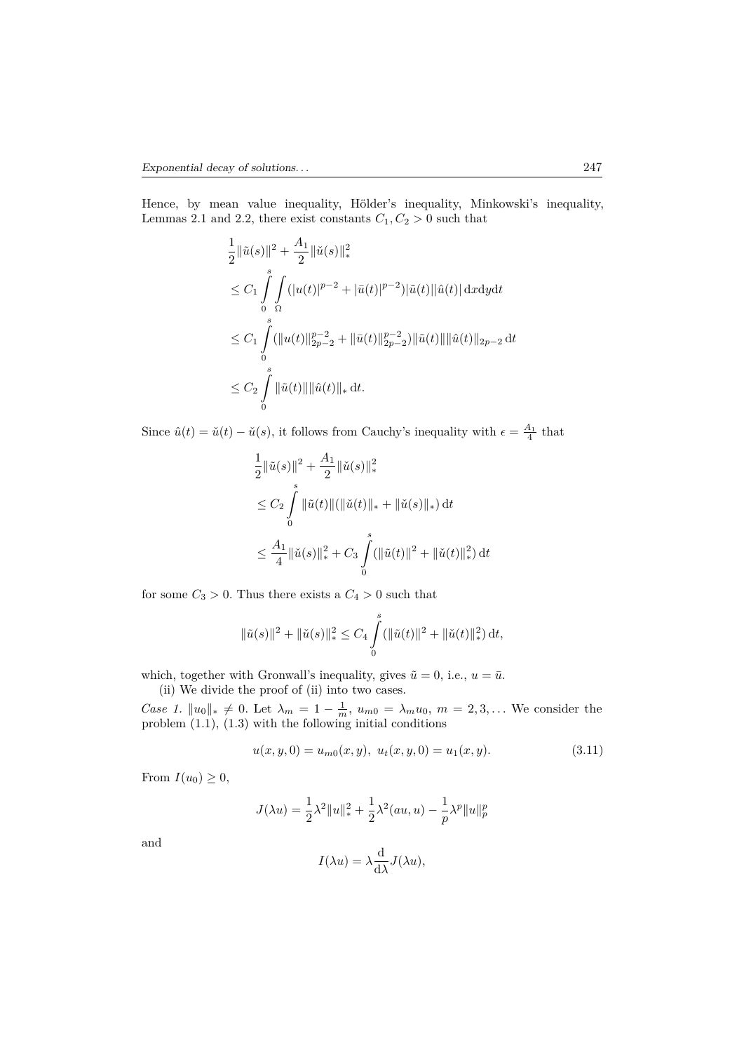Hence, by mean value inequality, Hölder's inequality, Minkowski's inequality, Lemmas 2.1 and 2.2, there exist constants $C_1, C_2 > 0$ such that

$$
\begin{aligned}
&\frac{1}{2}\|\tilde{u}(s)\|^2 + \frac{A_1}{2}\|\check{u}(s)\|_*^2 \\
&\leq C_1 \int_0^s \int_\Omega (|u(t)|^{p-2} + |\bar{u}(t)|^{p-2})|\tilde{u}(t)||\hat{u}(t)|\,\mathrm{d}x\mathrm{d}y\mathrm{d}t \\
&\leq C_1 \int_0^s (\|u(t)\|_{2p-2}^{p-2} + \|\bar{u}(t)\|_{2p-2}^{p-2})\|\tilde{u}(t)\|\|\hat{u}(t)\|_{2p-2}\,\mathrm{d}t \\
&\leq C_2 \int_0^s \|\tilde{u}(t)\|\|\hat{u}(t)\|_*\,\mathrm{d}t.
\end{aligned}
$$

Since $\hat{u}(t) = \check{u}(t) - \check{u}(s)$, it follows from Cauchy's inequality with $\epsilon = \frac{A_1}{4}$ that

$$
\begin{aligned}
&\frac{1}{2}\|\tilde{u}(s)\|^2 + \frac{A_1}{2}\|\check{u}(s)\|_*^2 \\
&\leq C_2 \int_0^s \|\tilde{u}(t)\|(\|\check{u}(t)\|_* + \|\check{u}(s)\|_*)\,\mathrm{d}t \\
&\leq \frac{A_1}{4}\|\check{u}(s)\|_*^2 + C_3 \int_0^s (\|\tilde{u}(t)\|^2 + \|\check{u}(t)\|_*^2)\,\mathrm{d}t
\end{aligned}
$$

for some $C_3 > 0$. Thus there exists a $C_4 > 0$ such that

$$
\|\tilde{u}(s)\|^2 + \|\check{u}(s)\|_*^2 \leq C_4 \int_0^s (\|\tilde{u}(t)\|^2 + \|\check{u}(t)\|_*^2)\,\mathrm{d}t,
$$

which, together with Gronwall's inequality, gives $\tilde{u} = 0$, i.e., $u = \bar{u}$.

(ii) We divide the proof of (ii) into two cases.

*Case 1.* $\|u_0\|_* \neq 0$. Let $\lambda_m = 1 - \frac{1}{m}$, $u_{m0} = \lambda_m u_0$, $m = 2, 3, \ldots$ We consider the problem (1.1), (1.3) with the following initial conditions

$$
u(x, y, 0) = u_{m0}(x, y),\ u_t(x, y, 0) = u_1(x, y). \tag{3.11}
$$

From $I(u_0) \geq 0$,

$$
J(\lambda u) = \frac{1}{2}\lambda^2\|u\|_*^2 + \frac{1}{2}\lambda^2(au, u) - \frac{1}{p}\lambda^p\|u\|_p^p
$$

and

$$
I(\lambda u) = \lambda \frac{\mathrm{d}}{\mathrm{d}\lambda} J(\lambda u),
$$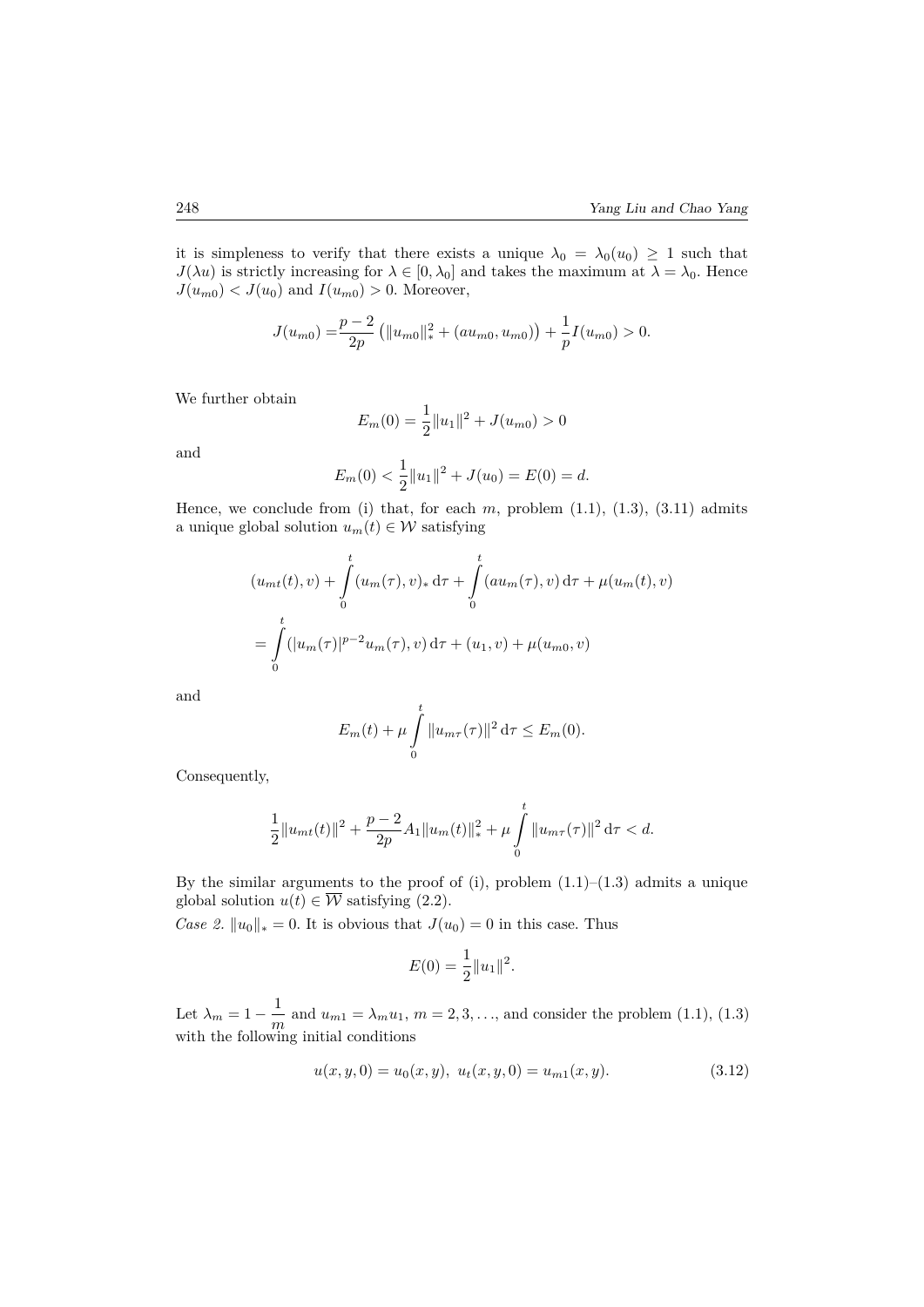it is simpleness to verify that there exists a unique $\lambda_0 = \lambda_0(u_0) \geq 1$ such that $J(\lambda u)$ is strictly increasing for $\lambda \in [0, \lambda_0]$ and takes the maximum at $\lambda = \lambda_0$. Hence $J(u_{m0}) < J(u_0)$ and $I(u_{m0}) > 0$. Moreover,

$$J(u_{m0}) = \frac{p-2}{2p}\left(\|u_{m0}\|_*^2 + (au_{m0}, u_{m0})\right) + \frac{1}{p} I(u_{m0}) > 0.$$

We further obtain

$$E_m(0) = \frac{1}{2}\|u_1\|^2 + J(u_{m0}) > 0$$

and

$$E_m(0) < \frac{1}{2}\|u_1\|^2 + J(u_0) = E(0) = d.$$

Hence, we conclude from (i) that, for each $m$, problem (1.1), (1.3), (3.11) admits a unique global solution $u_m(t) \in \mathcal{W}$ satisfying

$$\begin{aligned}
&(u_{mt}(t), v) + \int_0^t (u_m(\tau), v)_* \,\mathrm{d}\tau + \int_0^t (au_m(\tau), v)\,\mathrm{d}\tau + \mu(u_m(t), v) \\
&= \int_0^t (|u_m(\tau)|^{p-2} u_m(\tau), v)\,\mathrm{d}\tau + (u_1, v) + \mu(u_{m0}, v)
\end{aligned}$$

and

$$E_m(t) + \mu \int_0^t \|u_{m\tau}(\tau)\|^2 \,\mathrm{d}\tau \leq E_m(0).$$

Consequently,

$$\frac{1}{2}\|u_{mt}(t)\|^2 + \frac{p-2}{2p} A_1 \|u_m(t)\|_*^2 + \mu \int_0^t \|u_{m\tau}(\tau)\|^2 \,\mathrm{d}\tau < d.$$

By the similar arguments to the proof of (i), problem (1.1)–(1.3) admits a unique global solution $u(t) \in \overline{\mathcal{W}}$ satisfying (2.2).

*Case 2.* $\|u_0\|_* = 0$. It is obvious that $J(u_0) = 0$ in this case. Thus

$$E(0) = \frac{1}{2}\|u_1\|^2.$$

Let $\lambda_m = 1 - \dfrac{1}{m}$ and $u_{m1} = \lambda_m u_1$, $m = 2, 3, \ldots$, and consider the problem (1.1), (1.3) with the following initial conditions

$$u(x, y, 0) = u_0(x, y), \;\; u_t(x, y, 0) = u_{m1}(x, y). \tag{3.12}$$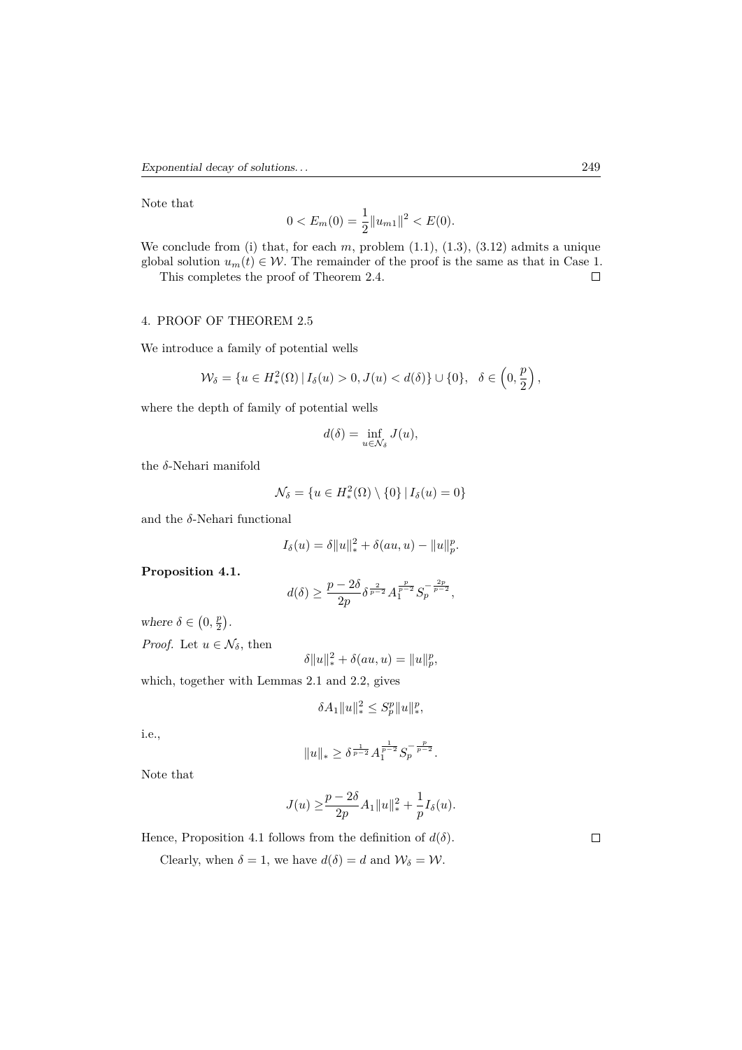Note that

$$0 < E_m(0) = \frac{1}{2}\|u_{m1}\|^2 < E(0).$$

We conclude from (i) that, for each $m$, problem (1.1), (1.3), (3.12) admits a unique global solution $u_m(t) \in \mathcal{W}$. The remainder of the proof is the same as that in Case 1.

This completes the proof of Theorem 2.4. □

## 4. PROOF OF THEOREM 2.5

We introduce a family of potential wells

$$\mathcal{W}_\delta = \{u \in H_*^2(\Omega) \mid I_\delta(u) > 0, J(u) < d(\delta)\} \cup \{0\}, \quad \delta \in \left(0, \frac{p}{2}\right),$$

where the depth of family of potential wells

$$d(\delta) = \inf_{u \in \mathcal{N}_\delta} J(u),$$

the $\delta$-Nehari manifold

$$\mathcal{N}_\delta = \{u \in H_*^2(\Omega) \setminus \{0\} \mid I_\delta(u) = 0\}$$

and the $\delta$-Nehari functional

$$I_\delta(u) = \delta\|u\|_*^2 + \delta(au, u) - \|u\|_p^p.$$

**Proposition 4.1.**

$$d(\delta) \geq \frac{p - 2\delta}{2p}\delta^{\frac{2}{p-2}} A_1^{\frac{p}{p-2}} S_p^{-\frac{2p}{p-2}},$$

*where* $\delta \in \left(0, \frac{p}{2}\right)$.

*Proof.* Let $u \in \mathcal{N}_\delta$, then

$$\delta\|u\|_*^2 + \delta(au, u) = \|u\|_p^p,$$

which, together with Lemmas 2.1 and 2.2, gives

$$\delta A_1 \|u\|_*^2 \leq S_p^p \|u\|_*^p,$$

i.e.,

$$\|u\|_* \geq \delta^{\frac{1}{p-2}} A_1^{\frac{1}{p-2}} S_p^{-\frac{p}{p-2}}.$$

Note that

$$J(u) \geq \frac{p - 2\delta}{2p} A_1 \|u\|_*^2 + \frac{1}{p} I_\delta(u).$$

Hence, Proposition 4.1 follows from the definition of $d(\delta)$. □

Clearly, when $\delta = 1$, we have $d(\delta) = d$ and $\mathcal{W}_\delta = \mathcal{W}$.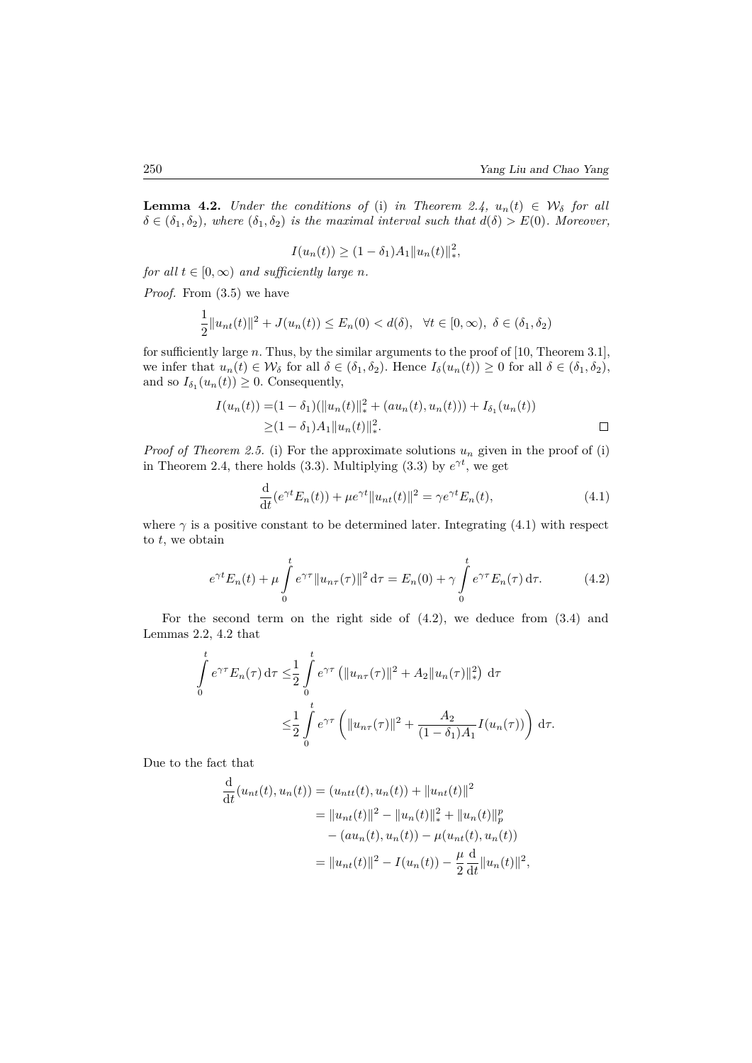**Lemma 4.2.** *Under the conditions of* (i) *in Theorem 2.4, $u_n(t) \in \mathcal{W}_\delta$ for all $\delta \in (\delta_1, \delta_2)$, where $(\delta_1, \delta_2)$ is the maximal interval such that $d(\delta) > E(0)$. Moreover,*

$$I(u_n(t)) \geq (1-\delta_1)A_1 \|u_n(t)\|_*^2,$$

*for all $t \in [0,\infty)$ and sufficiently large $n$.*

*Proof.* From (3.5) we have

$$\frac{1}{2}\|u_{nt}(t)\|^2 + J(u_n(t)) \leq E_n(0) < d(\delta), \quad \forall t \in [0,\infty),\ \delta \in (\delta_1, \delta_2)$$

for sufficiently large $n$. Thus, by the similar arguments to the proof of [10, Theorem 3.1], we infer that $u_n(t) \in \mathcal{W}_\delta$ for all $\delta \in (\delta_1, \delta_2)$. Hence $I_\delta(u_n(t)) \geq 0$ for all $\delta \in (\delta_1, \delta_2)$, and so $I_{\delta_1}(u_n(t)) \geq 0$. Consequently,

$$\begin{aligned} I(u_n(t)) =& (1-\delta_1)(\|u_n(t)\|_*^2 + (au_n(t), u_n(t))) + I_{\delta_1}(u_n(t)) \\ \geq& (1-\delta_1)A_1 \|u_n(t)\|_*^2. \end{aligned}$$

□

*Proof of Theorem 2.5.* (i) For the approximate solutions $u_n$ given in the proof of (i) in Theorem 2.4, there holds (3.3). Multiplying (3.3) by $e^{\gamma t}$, we get

$$\frac{\mathrm{d}}{\mathrm{d}t}(e^{\gamma t}E_n(t)) + \mu e^{\gamma t}\|u_{nt}(t)\|^2 = \gamma e^{\gamma t} E_n(t), \tag{4.1}$$

where $\gamma$ is a positive constant to be determined later. Integrating (4.1) with respect to $t$, we obtain

$$e^{\gamma t}E_n(t) + \mu \int_0^t e^{\gamma\tau}\|u_{n\tau}(\tau)\|^2 \,\mathrm{d}\tau = E_n(0) + \gamma \int_0^t e^{\gamma\tau} E_n(\tau)\,\mathrm{d}\tau. \tag{4.2}$$

For the second term on the right side of (4.2), we deduce from (3.4) and Lemmas 2.2, 4.2 that

$$\begin{aligned} \int_0^t e^{\gamma\tau}E_n(\tau)\,\mathrm{d}\tau \leq& \frac{1}{2}\int_0^t e^{\gamma\tau}\left(\|u_{n\tau}(\tau)\|^2 + A_2\|u_n(\tau)\|_*^2\right)\,\mathrm{d}\tau \\ \leq& \frac{1}{2}\int_0^t e^{\gamma\tau}\left(\|u_{n\tau}(\tau)\|^2 + \frac{A_2}{(1-\delta_1)A_1} I(u_n(\tau))\right)\,\mathrm{d}\tau. \end{aligned}$$

Due to the fact that

$$\begin{aligned} \frac{\mathrm{d}}{\mathrm{d}t}(u_{nt}(t), u_n(t)) &= (u_{ntt}(t), u_n(t)) + \|u_{nt}(t)\|^2 \\ &= \|u_{nt}(t)\|^2 - \|u_n(t)\|_*^2 + \|u_n(t)\|_p^p \\ &\quad - (au_n(t), u_n(t)) - \mu(u_{nt}(t), u_n(t)) \\ &= \|u_{nt}(t)\|^2 - I(u_n(t)) - \frac{\mu}{2}\frac{\mathrm{d}}{\mathrm{d}t}\|u_n(t)\|^2, \end{aligned}$$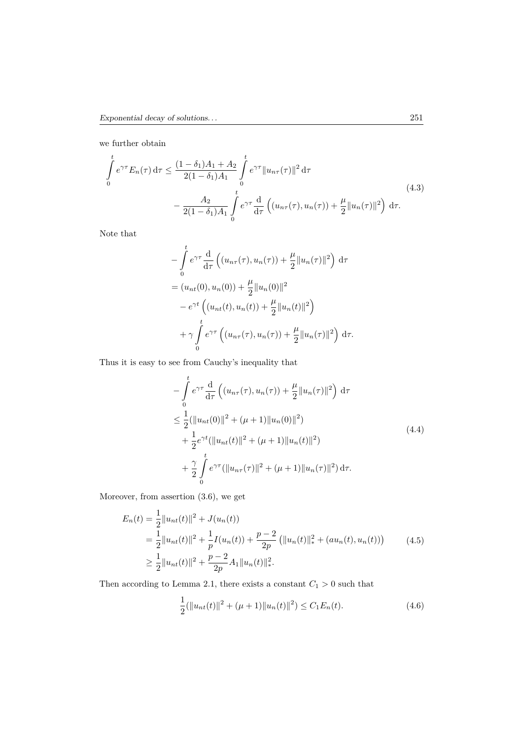we further obtain

$$
\begin{aligned}
\int_0^t e^{\gamma\tau} E_n(\tau)\,\mathrm{d}\tau \leq \frac{(1-\delta_1)A_1 + A_2}{2(1-\delta_1)A_1} \int_0^t e^{\gamma\tau} \|u_{n\tau}(\tau)\|^2\,\mathrm{d}\tau \\
- \frac{A_2}{2(1-\delta_1)A_1} \int_0^t e^{\gamma\tau} \frac{\mathrm{d}}{\mathrm{d}\tau} \left( (u_{n\tau}(\tau), u_n(\tau)) + \frac{\mu}{2}\|u_n(\tau)\|^2 \right)\,\mathrm{d}\tau.
\end{aligned}
\tag{4.3}
$$

Note that

$$
\begin{aligned}
&- \int_0^t e^{\gamma\tau} \frac{\mathrm{d}}{\mathrm{d}\tau} \left( (u_{n\tau}(\tau), u_n(\tau)) + \frac{\mu}{2}\|u_n(\tau)\|^2 \right)\,\mathrm{d}\tau \\
&= (u_{nt}(0), u_n(0)) + \frac{\mu}{2}\|u_n(0)\|^2 \\
&\quad - e^{\gamma t} \left( (u_{nt}(t), u_n(t)) + \frac{\mu}{2}\|u_n(t)\|^2 \right) \\
&\quad + \gamma \int_0^t e^{\gamma\tau} \left( (u_{n\tau}(\tau), u_n(\tau)) + \frac{\mu}{2}\|u_n(\tau)\|^2 \right)\,\mathrm{d}\tau.
\end{aligned}
$$

Thus it is easy to see from Cauchy's inequality that

$$
\begin{aligned}
&- \int_0^t e^{\gamma\tau} \frac{\mathrm{d}}{\mathrm{d}\tau} \left( (u_{n\tau}(\tau), u_n(\tau)) + \frac{\mu}{2}\|u_n(\tau)\|^2 \right)\,\mathrm{d}\tau \\
&\leq \frac{1}{2}(\|u_{nt}(0)\|^2 + (\mu+1)\|u_n(0)\|^2) \\
&\quad + \frac{1}{2}e^{\gamma t}(\|u_{nt}(t)\|^2 + (\mu+1)\|u_n(t)\|^2) \\
&\quad + \frac{\gamma}{2} \int_0^t e^{\gamma\tau}(\|u_{n\tau}(\tau)\|^2 + (\mu+1)\|u_n(\tau)\|^2)\,\mathrm{d}\tau.
\end{aligned}
\tag{4.4}
$$

Moreover, from assertion (3.6), we get

$$
\begin{aligned}
E_n(t) &= \frac{1}{2}\|u_{nt}(t)\|^2 + J(u_n(t)) \\
&= \frac{1}{2}\|u_{nt}(t)\|^2 + \frac{1}{p}I(u_n(t)) + \frac{p-2}{2p}\left(\|u_n(t)\|_*^2 + (au_n(t), u_n(t))\right) \\
&\geq \frac{1}{2}\|u_{nt}(t)\|^2 + \frac{p-2}{2p}A_1\|u_n(t)\|_*^2.
\end{aligned}
\tag{4.5}
$$

Then according to Lemma 2.1, there exists a constant $C_1 > 0$ such that

$$
\frac{1}{2}(\|u_{nt}(t)\|^2 + (\mu+1)\|u_n(t)\|^2) \leq C_1 E_n(t).
\tag{4.6}
$$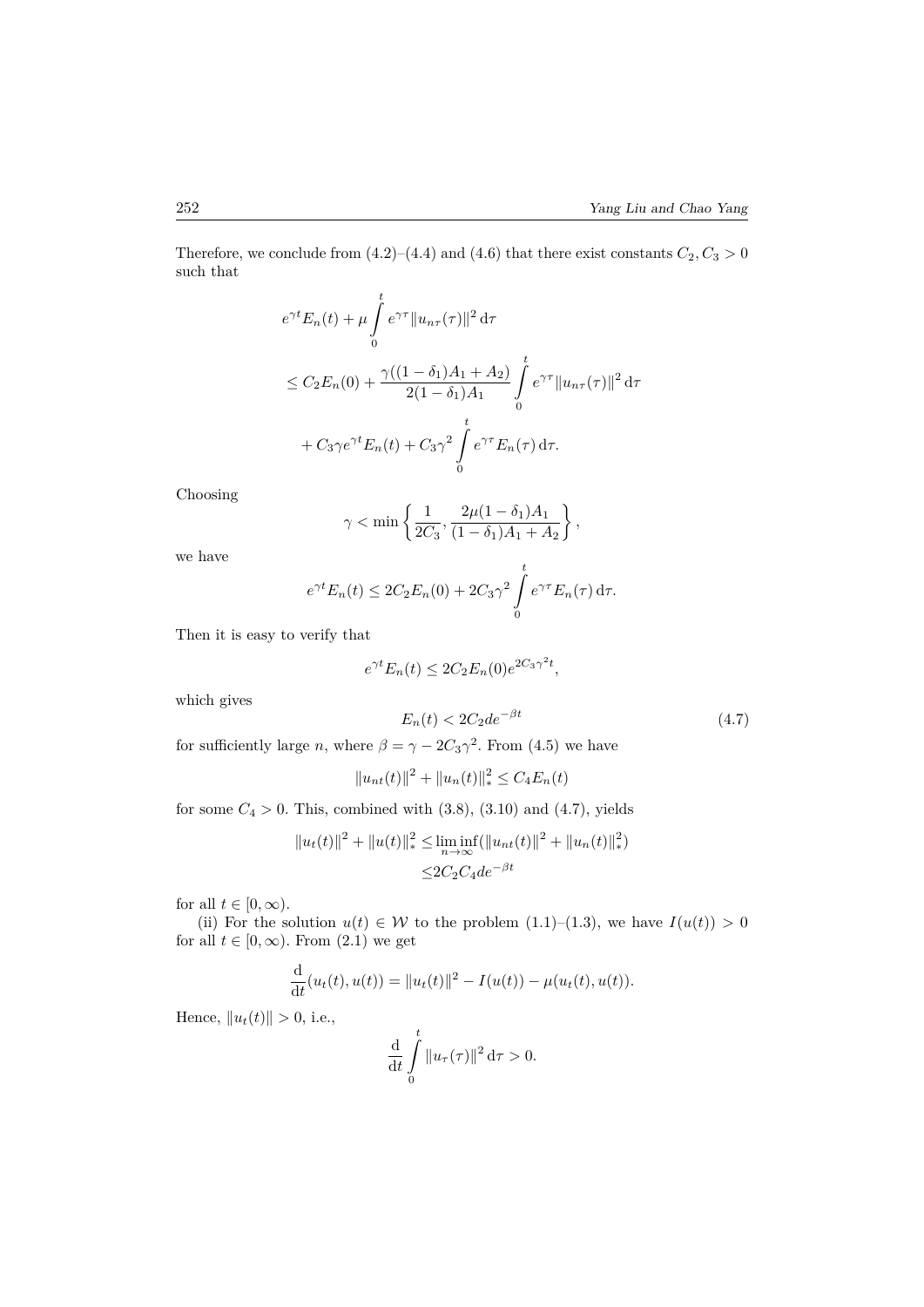Therefore, we conclude from (4.2)–(4.4) and (4.6) that there exist constants $C_2, C_3 > 0$ such that

$$
\begin{aligned}
&e^{\gamma t}E_n(t) + \mu \int_0^t e^{\gamma\tau}\|u_{n\tau}(\tau)\|^2 \,\mathrm{d}\tau \\
&\leq C_2 E_n(0) + \frac{\gamma((1-\delta_1)A_1 + A_2)}{2(1-\delta_1)A_1} \int_0^t e^{\gamma\tau}\|u_{n\tau}(\tau)\|^2 \,\mathrm{d}\tau \\
&\quad + C_3\gamma e^{\gamma t}E_n(t) + C_3\gamma^2 \int_0^t e^{\gamma\tau}E_n(\tau)\,\mathrm{d}\tau.
\end{aligned}
$$

Choosing

$$
\gamma < \min\left\{\frac{1}{2C_3}, \frac{2\mu(1-\delta_1)A_1}{(1-\delta_1)A_1 + A_2}\right\},
$$

we have

$$
e^{\gamma t}E_n(t) \leq 2C_2E_n(0) + 2C_3\gamma^2 \int_0^t e^{\gamma\tau}E_n(\tau)\,\mathrm{d}\tau.
$$

Then it is easy to verify that

$$
e^{\gamma t}E_n(t) \leq 2C_2E_n(0)e^{2C_3\gamma^2 t},
$$

which gives

$$
E_n(t) < 2C_2 d e^{-\beta t} \tag{4.7}
$$

for sufficiently large $n$, where $\beta = \gamma - 2C_3\gamma^2$. From (4.5) we have

$$
\|u_{nt}(t)\|^2 + \|u_n(t)\|_*^2 \leq C_4E_n(t)
$$

for some $C_4 > 0$. This, combined with (3.8), (3.10) and (4.7), yields

$$
\begin{aligned}
\|u_t(t)\|^2 + \|u(t)\|_*^2 &\leq \liminf_{n\to\infty}(\|u_{nt}(t)\|^2 + \|u_n(t)\|_*^2) \\
&\leq 2C_2C_4 d e^{-\beta t}
\end{aligned}
$$

for all $t \in [0,\infty)$.

(ii) For the solution $u(t) \in \mathcal{W}$ to the problem (1.1)–(1.3), we have $I(u(t)) > 0$ for all $t \in [0,\infty)$. From (2.1) we get

$$
\frac{\mathrm{d}}{\mathrm{d}t}(u_t(t), u(t)) = \|u_t(t)\|^2 - I(u(t)) - \mu(u_t(t), u(t)).
$$

Hence, $\|u_t(t)\| > 0$, i.e.,

$$
\frac{\mathrm{d}}{\mathrm{d}t}\int_0^t \|u_\tau(\tau)\|^2 \,\mathrm{d}\tau > 0.
$$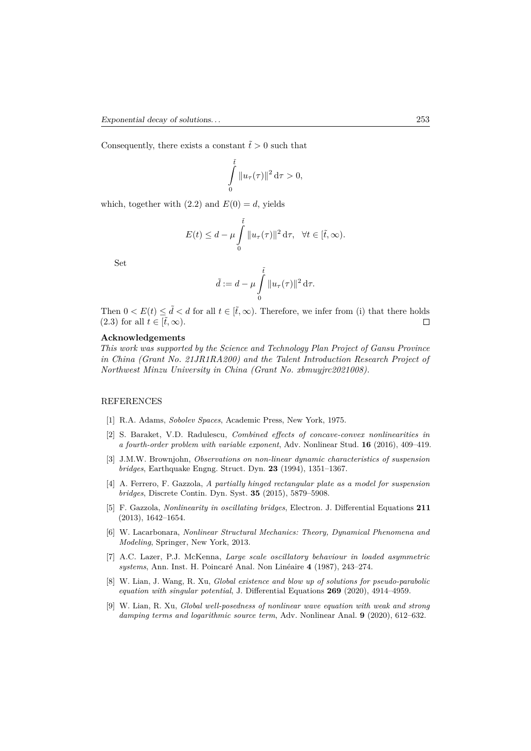Consequently, there exists a constant $\tilde{t} > 0$ such that

$$\int_0^{\tilde{t}} \|u_\tau(\tau)\|^2 \,\mathrm{d}\tau > 0,$$

which, together with (2.2) and $E(0) = d$, yields

$$E(t) \leq d - \mu \int_0^{\tilde{t}} \|u_\tau(\tau)\|^2 \,\mathrm{d}\tau, \quad \forall t \in [\tilde{t}, \infty).$$

Set

$$\tilde{d} := d - \mu \int_0^{\tilde{t}} \|u_\tau(\tau)\|^2 \,\mathrm{d}\tau.$$

Then $0 < E(t) \leq \tilde{d} < d$ for all $t \in [\tilde{t}, \infty)$. Therefore, we infer from (i) that there holds (2.3) for all $t \in [\tilde{t}, \infty)$. □

**Acknowledgements**

*This work was supported by the Science and Technology Plan Project of Gansu Province in China (Grant No. 21JR1RA200) and the Talent Introduction Research Project of Northwest Minzu University in China (Grant No. xbmuyjrc2021008).*

## REFERENCES

[1] R.A. Adams, *Sobolev Spaces*, Academic Press, New York, 1975.

[2] S. Baraket, V.D. Radulescu, *Combined effects of concave-convex nonlinearities in a fourth-order problem with variable exponent*, Adv. Nonlinear Stud. **16** (2016), 409–419.

[3] J.M.W. Brownjohn, *Observations on non-linear dynamic characteristics of suspension bridges*, Earthquake Engng. Struct. Dyn. **23** (1994), 1351–1367.

[4] A. Ferrero, F. Gazzola, *A partially hinged rectangular plate as a model for suspension bridges*, Discrete Contin. Dyn. Syst. **35** (2015), 5879–5908.

[5] F. Gazzola, *Nonlinearity in oscillating bridges*, Electron. J. Differential Equations **211** (2013), 1642–1654.

[6] W. Lacarbonara, *Nonlinear Structural Mechanics: Theory, Dynamical Phenomena and Modeling*, Springer, New York, 2013.

[7] A.C. Lazer, P.J. McKenna, *Large scale oscillatory behaviour in loaded asymmetric systems*, Ann. Inst. H. Poincaré Anal. Non Linéaire **4** (1987), 243–274.

[8] W. Lian, J. Wang, R. Xu, *Global existence and blow up of solutions for pseudo-parabolic equation with singular potential*, J. Differential Equations **269** (2020), 4914–4959.

[9] W. Lian, R. Xu, *Global well-posedness of nonlinear wave equation with weak and strong damping terms and logarithmic source term*, Adv. Nonlinear Anal. **9** (2020), 612–632.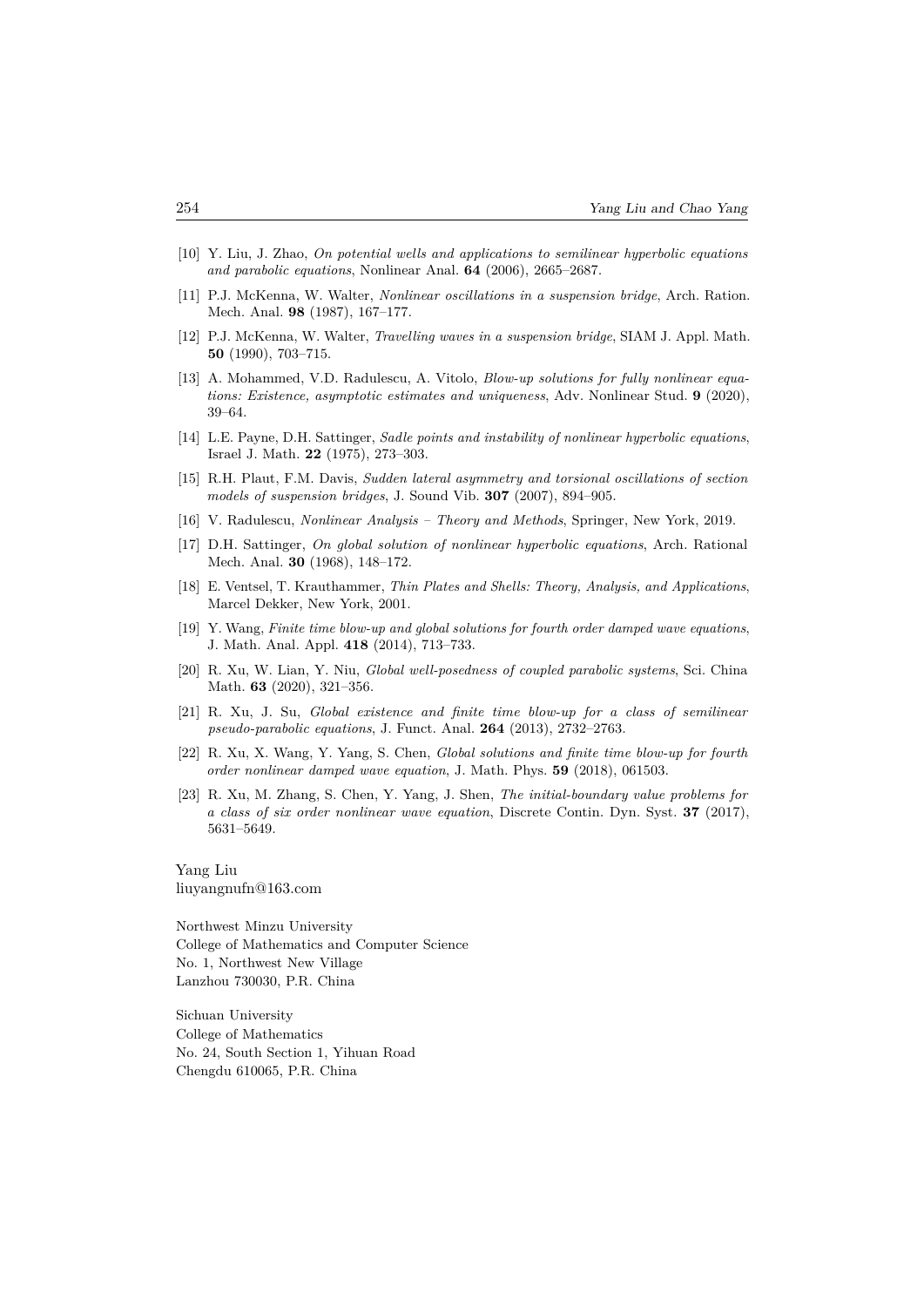[10] Y. Liu, J. Zhao, *On potential wells and applications to semilinear hyperbolic equations and parabolic equations*, Nonlinear Anal. **64** (2006), 2665–2687.

[11] P.J. McKenna, W. Walter, *Nonlinear oscillations in a suspension bridge*, Arch. Ration. Mech. Anal. **98** (1987), 167–177.

[12] P.J. McKenna, W. Walter, *Travelling waves in a suspension bridge*, SIAM J. Appl. Math. **50** (1990), 703–715.

[13] A. Mohammed, V.D. Radulescu, A. Vitolo, *Blow-up solutions for fully nonlinear equations: Existence, asymptotic estimates and uniqueness*, Adv. Nonlinear Stud. **9** (2020), 39–64.

[14] L.E. Payne, D.H. Sattinger, *Sadle points and instability of nonlinear hyperbolic equations*, Israel J. Math. **22** (1975), 273–303.

[15] R.H. Plaut, F.M. Davis, *Sudden lateral asymmetry and torsional oscillations of section models of suspension bridges*, J. Sound Vib. **307** (2007), 894–905.

[16] V. Radulescu, *Nonlinear Analysis – Theory and Methods*, Springer, New York, 2019.

[17] D.H. Sattinger, *On global solution of nonlinear hyperbolic equations*, Arch. Rational Mech. Anal. **30** (1968), 148–172.

[18] E. Ventsel, T. Krauthammer, *Thin Plates and Shells: Theory, Analysis, and Applications*, Marcel Dekker, New York, 2001.

[19] Y. Wang, *Finite time blow-up and global solutions for fourth order damped wave equations*, J. Math. Anal. Appl. **418** (2014), 713–733.

[20] R. Xu, W. Lian, Y. Niu, *Global well-posedness of coupled parabolic systems*, Sci. China Math. **63** (2020), 321–356.

[21] R. Xu, J. Su, *Global existence and finite time blow-up for a class of semilinear pseudo-parabolic equations*, J. Funct. Anal. **264** (2013), 2732–2763.

[22] R. Xu, X. Wang, Y. Yang, S. Chen, *Global solutions and finite time blow-up for fourth order nonlinear damped wave equation*, J. Math. Phys. **59** (2018), 061503.

[23] R. Xu, M. Zhang, S. Chen, Y. Yang, J. Shen, *The initial-boundary value problems for a class of six order nonlinear wave equation*, Discrete Contin. Dyn. Syst. **37** (2017), 5631–5649.

Yang Liu
liuyangnufn@163.com

Northwest Minzu University
College of Mathematics and Computer Science
No. 1, Northwest New Village
Lanzhou 730030, P.R. China

Sichuan University
College of Mathematics
No. 24, South Section 1, Yihuan Road
Chengdu 610065, P.R. China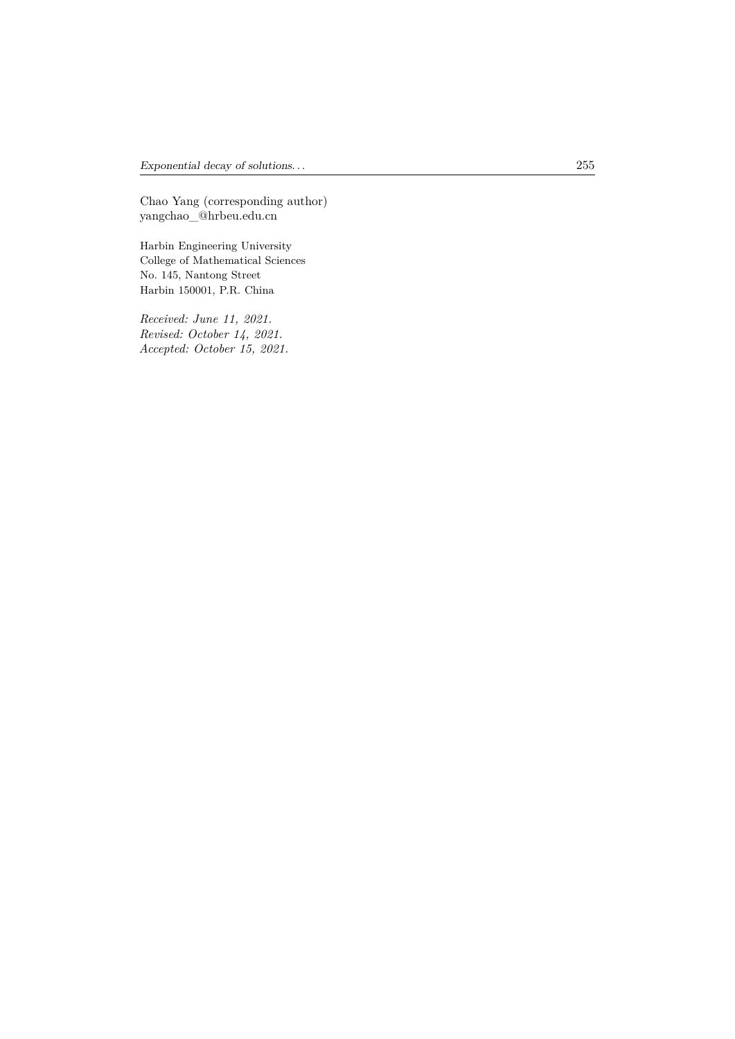Chao Yang (corresponding author)
yangchao_@hrbeu.edu.cn

Harbin Engineering University
College of Mathematical Sciences
No. 145, Nantong Street
Harbin 150001, P.R. China

*Received: June 11, 2021.*
*Revised: October 14, 2021.*
*Accepted: October 15, 2021.*